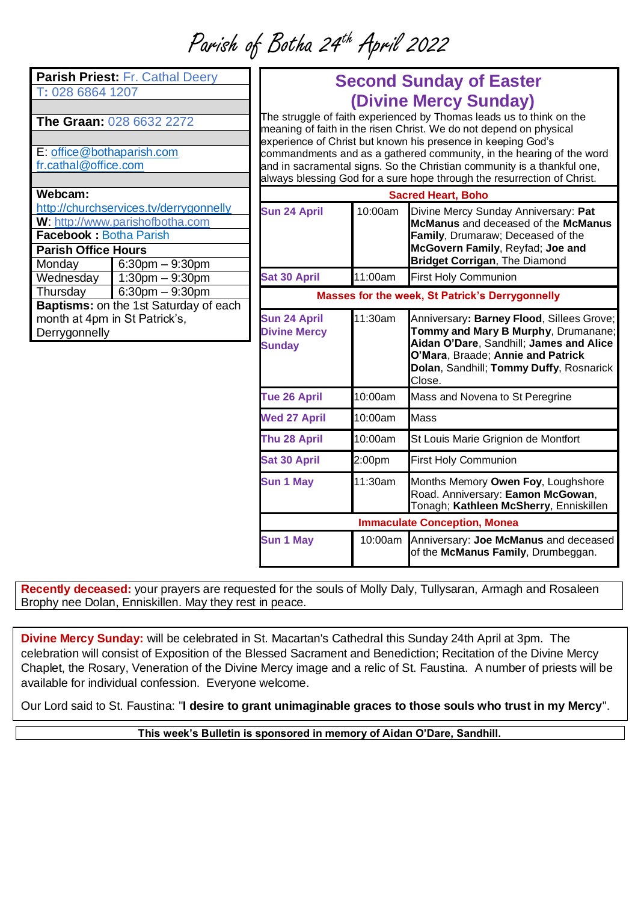# Parish of Botha 24th April 2022

| | |
|---|---|
| **Parish Priest:** Fr. Cathal Deery | |
| T: 028 6864 1207 | |
| **The Graan:** 028 6632 2272 | |
| E: office@bothaparish.com fr.cathal@office.com | |
| **Webcam:** http://churchservices.tv/derrygonnelly | |
| **W**: http://www.parishofbotha.com | |
| **Facebook :** Botha Parish | |
| **Parish Office Hours** | |
| Monday | 6:30pm – 9:30pm |
| Wednesday | 1:30pm – 9:30pm |
| Thursday | 6:30pm – 9:30pm |
| **Baptisms:** on the 1st Saturday of each month at 4pm in St Patrick's, Derrygonnelly | |

## Second Sunday of Easter (Divine Mercy Sunday)

The struggle of faith experienced by Thomas leads us to think on the meaning of faith in the risen Christ. We do not depend on physical experience of Christ but known his presence in keeping God's commandments and as a gathered community, in the hearing of the word and in sacramental signs. So the Christian community is a thankful one, always blessing God for a sure hope through the resurrection of Christ.

| **Sacred Heart, Boho** | | |
|---|---|---|
| **Sun 24 April** | 10:00am | Divine Mercy Sunday Anniversary: **Pat McManus** and deceased of the **McManus Family**, Drumaraw; Deceased of the **McGovern Family**, Reyfad; **Joe and Bridget Corrigan**, The Diamond |
| **Sat 30 April** | 11:00am | First Holy Communion |
| **Masses for the week, St Patrick's Derrygonnelly** | | |
| **Sun 24 April Divine Mercy Sunday** | 11:30am | Anniversary**: Barney Flood**, Sillees Grove; **Tommy and Mary B Murphy**, Drumanane; **Aidan O'Dare**, Sandhill; **James and Alice O'Mara**, Braade; **Annie and Patrick Dolan**, Sandhill; **Tommy Duffy**, Rosnarick Close. |
| **Tue 26 April** | 10:00am | Mass and Novena to St Peregrine |
| **Wed 27 April** | 10:00am | Mass |
| **Thu 28 April** | 10:00am | St Louis Marie Grignion de Montfort |
| **Sat 30 April** | 2:00pm | First Holy Communion |
| **Sun 1 May** | 11:30am | Months Memory **Owen Foy**, Loughshore Road. Anniversary: **Eamon McGowan**, Tonagh; **Kathleen McSherry**, Enniskillen |
| **Immaculate Conception, Monea** | | |
| **Sun 1 May** | 10:00am | Anniversary: **Joe McManus** and deceased of the **McManus Family**, Drumbeggan. |

**Recently deceased:** your prayers are requested for the souls of Molly Daly, Tullysaran, Armagh and Rosaleen Brophy nee Dolan, Enniskillen. May they rest in peace.

**Divine Mercy Sunday:** will be celebrated in St. Macartan's Cathedral this Sunday 24th April at 3pm. The celebration will consist of Exposition of the Blessed Sacrament and Benediction; Recitation of the Divine Mercy Chaplet, the Rosary, Veneration of the Divine Mercy image and a relic of St. Faustina. A number of priests will be available for individual confession. Everyone welcome.

Our Lord said to St. Faustina: "**I desire to grant unimaginable graces to those souls who trust in my Mercy**".

**This week's Bulletin is sponsored in memory of Aidan O'Dare, Sandhill.**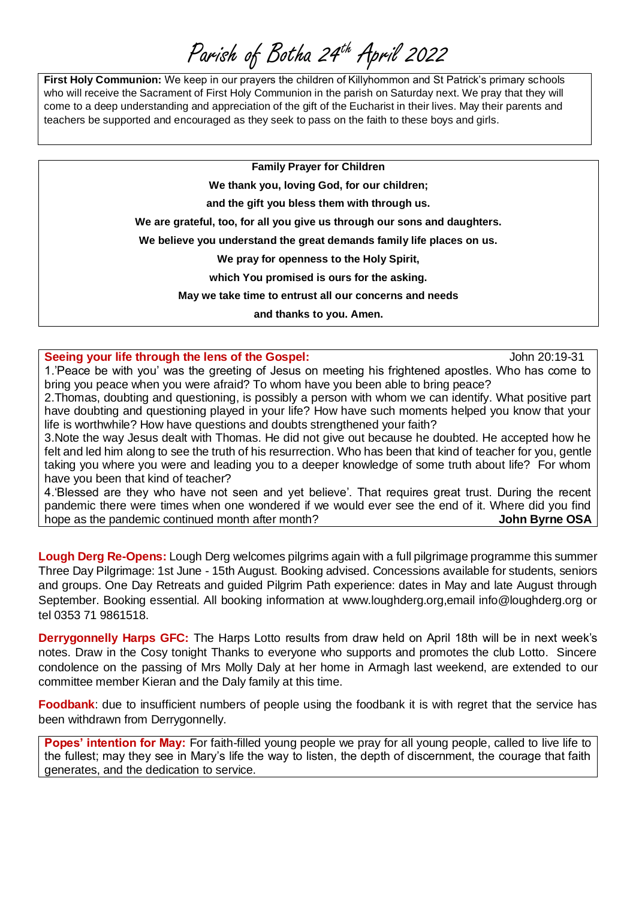# Parish of Botha 24th April 2022

**First Holy Communion:** We keep in our prayers the children of Killyhommon and St Patrick's primary schools who will receive the Sacrament of First Holy Communion in the parish on Saturday next. We pray that they will come to a deep understanding and appreciation of the gift of the Eucharist in their lives. May their parents and teachers be supported and encouraged as they seek to pass on the faith to these boys and girls.

**Family Prayer for Children**

**We thank you, loving God, for our children;**

**and the gift you bless them with through us.**

**We are grateful, too, for all you give us through our sons and daughters.**

**We believe you understand the great demands family life places on us.**

**We pray for openness to the Holy Spirit,**

**which You promised is ours for the asking.**

**May we take time to entrust all our concerns and needs**

**and thanks to you. Amen.**

**Seeing your life through the lens of the Gospel:** John 20:19-31

1.'Peace be with you' was the greeting of Jesus on meeting his frightened apostles. Who has come to bring you peace when you were afraid? To whom have you been able to bring peace?

2.Thomas, doubting and questioning, is possibly a person with whom we can identify. What positive part have doubting and questioning played in your life? How have such moments helped you know that your life is worthwhile? How have questions and doubts strengthened your faith?

3.Note the way Jesus dealt with Thomas. He did not give out because he doubted. He accepted how he felt and led him along to see the truth of his resurrection. Who has been that kind of teacher for you, gentle taking you where you were and leading you to a deeper knowledge of some truth about life? For whom have you been that kind of teacher?

4.'Blessed are they who have not seen and yet believe'. That requires great trust. During the recent pandemic there were times when one wondered if we would ever see the end of it. Where did you find hope as the pandemic continued month after month? **John Byrne OSA**

**Lough Derg Re-Opens:** Lough Derg welcomes pilgrims again with a full pilgrimage programme this summer Three Day Pilgrimage: 1st June - 15th August. Booking advised. Concessions available for students, seniors and groups. One Day Retreats and guided Pilgrim Path experience: dates in May and late August through September. Booking essential. All booking information at www.loughderg.org,email info@loughderg.org or tel 0353 71 9861518.

**Derrygonnelly Harps GFC:** The Harps Lotto results from draw held on April 18th will be in next week's notes. Draw in the Cosy tonight Thanks to everyone who supports and promotes the club Lotto. Sincere condolence on the passing of Mrs Molly Daly at her home in Armagh last weekend, are extended to our committee member Kieran and the Daly family at this time.

**Foodbank**: due to insufficient numbers of people using the foodbank it is with regret that the service has been withdrawn from Derrygonnelly.

**Popes' intention for May:** For faith-filled young people we pray for all young people, called to live life to the fullest; may they see in Mary's life the way to listen, the depth of discernment, the courage that faith generates, and the dedication to service.